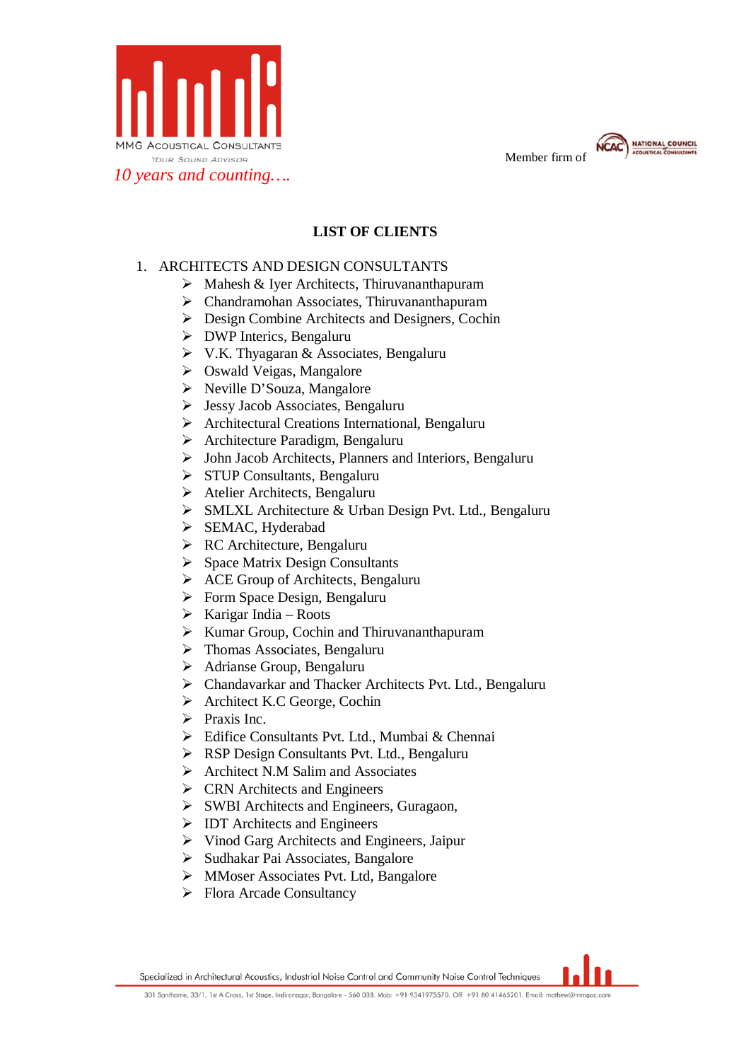MMG ACOUSTICAL CONSULTANTS

YOUR SOUND ADVISOR

*10 years and counting….*

Member firm of NATIONAL COUNCIL ACOUSTICAL CONSULTANTS

## LIST OF CLIENTS

1. ARCHITECTS AND DESIGN CONSULTANTS
   - Mahesh & Iyer Architects, Thiruvananthapuram
   - Chandramohan Associates, Thiruvananthapuram
   - Design Combine Architects and Designers, Cochin
   - DWP Interics, Bengaluru
   - V.K. Thyagaran & Associates, Bengaluru
   - Oswald Veigas, Mangalore
   - Neville D'Souza, Mangalore
   - Jessy Jacob Associates, Bengaluru
   - Architectural Creations International, Bengaluru
   - Architecture Paradigm, Bengaluru
   - John Jacob Architects, Planners and Interiors, Bengaluru
   - STUP Consultants, Bengaluru
   - Atelier Architects, Bengaluru
   - SMLXL Architecture & Urban Design Pvt. Ltd., Bengaluru
   - SEMAC, Hyderabad
   - RC Architecture, Bengaluru
   - Space Matrix Design Consultants
   - ACE Group of Architects, Bengaluru
   - Form Space Design, Bengaluru
   - Karigar India – Roots
   - Kumar Group, Cochin and Thiruvananthapuram
   - Thomas Associates, Bengaluru
   - Adrianse Group, Bengaluru
   - Chandavarkar and Thacker Architects Pvt. Ltd., Bengaluru
   - Architect K.C George, Cochin
   - Praxis Inc.
   - Edifice Consultants Pvt. Ltd., Mumbai & Chennai
   - RSP Design Consultants Pvt. Ltd., Bengaluru
   - Architect N.M Salim and Associates
   - CRN Architects and Engineers
   - SWBI Architects and Engineers, Guragaon,
   - IDT Architects and Engineers
   - Vinod Garg Architects and Engineers, Jaipur
   - Sudhakar Pai Associates, Bangalore
   - MMoser Associates Pvt. Ltd, Bangalore
   - Flora Arcade Consultancy

Specialized in Architectural Acoustics, Industrial Noise Control and Community Noise Control Techniques

301 Santhome, 33/1, 1st A Cross, 1st Stage, Indiranagar, Bangalore - 560 038. Mob: +91 9341975570. Off: +91 80 41465201. Email: mathew@mmgac.com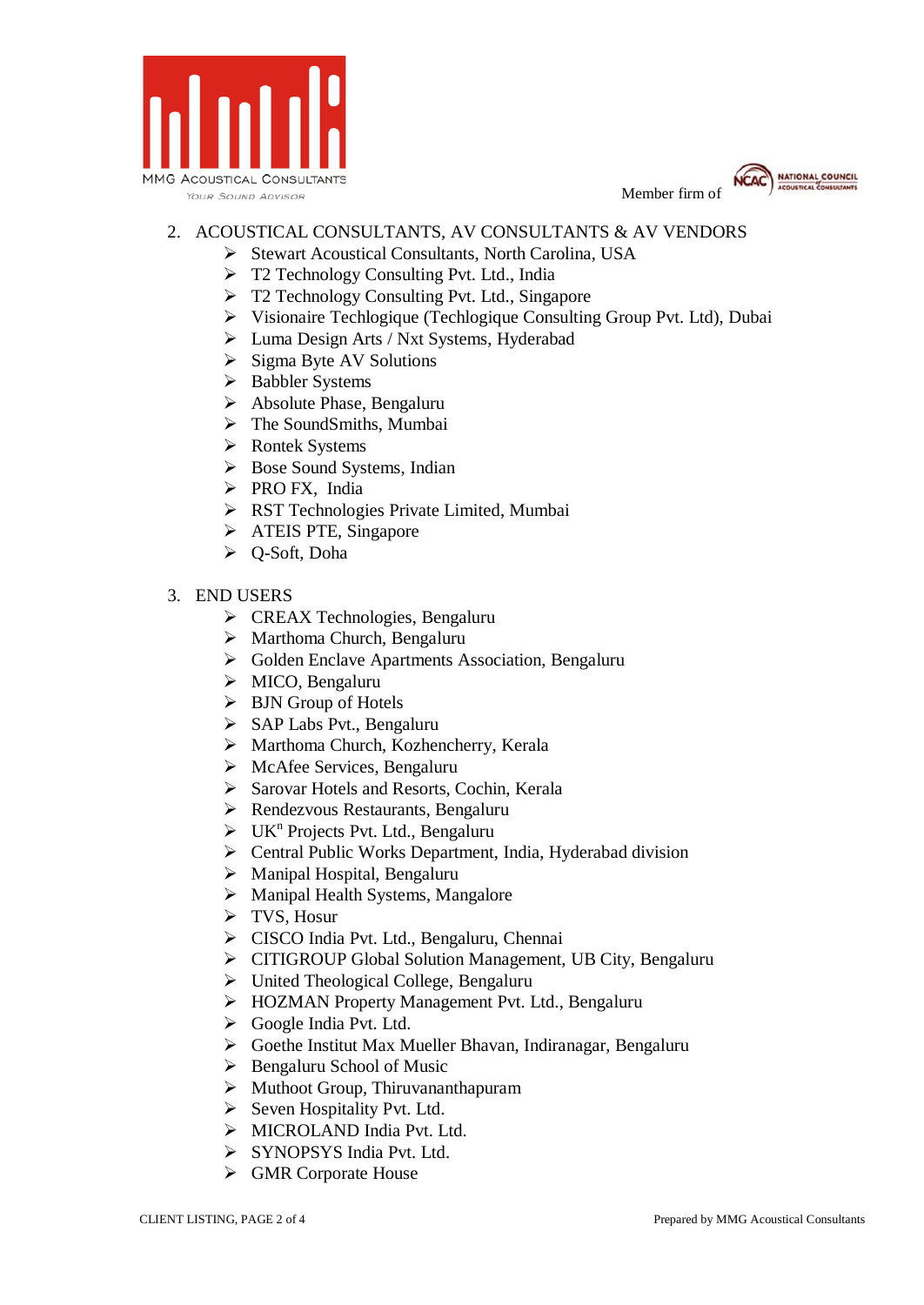2. ACOUSTICAL CONSULTANTS, AV CONSULTANTS & AV VENDORS
   - Stewart Acoustical Consultants, North Carolina, USA
   - T2 Technology Consulting Pvt. Ltd., India
   - T2 Technology Consulting Pvt. Ltd., Singapore
   - Visionaire Techlogique (Techlogique Consulting Group Pvt. Ltd), Dubai
   - Luma Design Arts / Nxt Systems, Hyderabad
   - Sigma Byte AV Solutions
   - Babbler Systems
   - Absolute Phase, Bengaluru
   - The SoundSmiths, Mumbai
   - Rontek Systems
   - Bose Sound Systems, Indian
   - PRO FX, India
   - RST Technologies Private Limited, Mumbai
   - ATEIS PTE, Singapore
   - Q-Soft, Doha

3. END USERS
   - CREAX Technologies, Bengaluru
   - Marthoma Church, Bengaluru
   - Golden Enclave Apartments Association, Bengaluru
   - MICO, Bengaluru
   - BJN Group of Hotels
   - SAP Labs Pvt., Bengaluru
   - Marthoma Church, Kozhencherry, Kerala
   - McAfee Services, Bengaluru
   - Sarovar Hotels and Resorts, Cochin, Kerala
   - Rendezvous Restaurants, Bengaluru
   - UK$^n$ Projects Pvt. Ltd., Bengaluru
   - Central Public Works Department, India, Hyderabad division
   - Manipal Hospital, Bengaluru
   - Manipal Health Systems, Mangalore
   - TVS, Hosur
   - CISCO India Pvt. Ltd., Bengaluru, Chennai
   - CITIGROUP Global Solution Management, UB City, Bengaluru
   - United Theological College, Bengaluru
   - HOZMAN Property Management Pvt. Ltd., Bengaluru
   - Google India Pvt. Ltd.
   - Goethe Institut Max Mueller Bhavan, Indiranagar, Bengaluru
   - Bengaluru School of Music
   - Muthoot Group, Thiruvananthapuram
   - Seven Hospitality Pvt. Ltd.
   - MICROLAND India Pvt. Ltd.
   - SYNOPSYS India Pvt. Ltd.
   - GMR Corporate House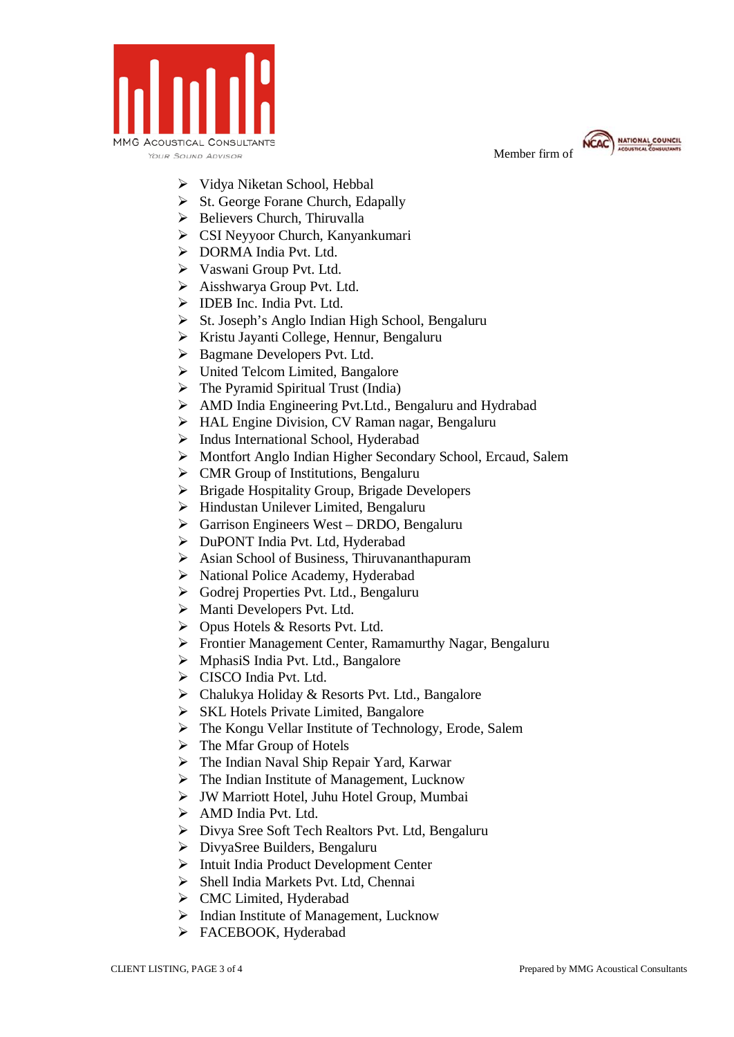- Vidya Niketan School, Hebbal
- St. George Forane Church, Edapally
- Believers Church, Thiruvalla
- CSI Neyyoor Church, Kanyankumari
- DORMA India Pvt. Ltd.
- Vaswani Group Pvt. Ltd.
- Aisshwarya Group Pvt. Ltd.
- IDEB Inc. India Pvt. Ltd.
- St. Joseph's Anglo Indian High School, Bengaluru
- Kristu Jayanti College, Hennur, Bengaluru
- Bagmane Developers Pvt. Ltd.
- United Telcom Limited, Bangalore
- The Pyramid Spiritual Trust (India)
- AMD India Engineering Pvt.Ltd., Bengaluru and Hydrabad
- HAL Engine Division, CV Raman nagar, Bengaluru
- Indus International School, Hyderabad
- Montfort Anglo Indian Higher Secondary School, Ercaud, Salem
- CMR Group of Institutions, Bengaluru
- Brigade Hospitality Group, Brigade Developers
- Hindustan Unilever Limited, Bengaluru
- Garrison Engineers West – DRDO, Bengaluru
- DuPONT India Pvt. Ltd, Hyderabad
- Asian School of Business, Thiruvananthapuram
- National Police Academy, Hyderabad
- Godrej Properties Pvt. Ltd., Bengaluru
- Manti Developers Pvt. Ltd.
- Opus Hotels & Resorts Pvt. Ltd.
- Frontier Management Center, Ramamurthy Nagar, Bengaluru
- MphasiS India Pvt. Ltd., Bangalore
- CISCO India Pvt. Ltd.
- Chalukya Holiday & Resorts Pvt. Ltd., Bangalore
- SKL Hotels Private Limited, Bangalore
- The Kongu Vellar Institute of Technology, Erode, Salem
- The Mfar Group of Hotels
- The Indian Naval Ship Repair Yard, Karwar
- The Indian Institute of Management, Lucknow
- JW Marriott Hotel, Juhu Hotel Group, Mumbai
- AMD India Pvt. Ltd.
- Divya Sree Soft Tech Realtors Pvt. Ltd, Bengaluru
- DivyaSree Builders, Bengaluru
- Intuit India Product Development Center
- Shell India Markets Pvt. Ltd, Chennai
- CMC Limited, Hyderabad
- Indian Institute of Management, Lucknow
- FACEBOOK, Hyderabad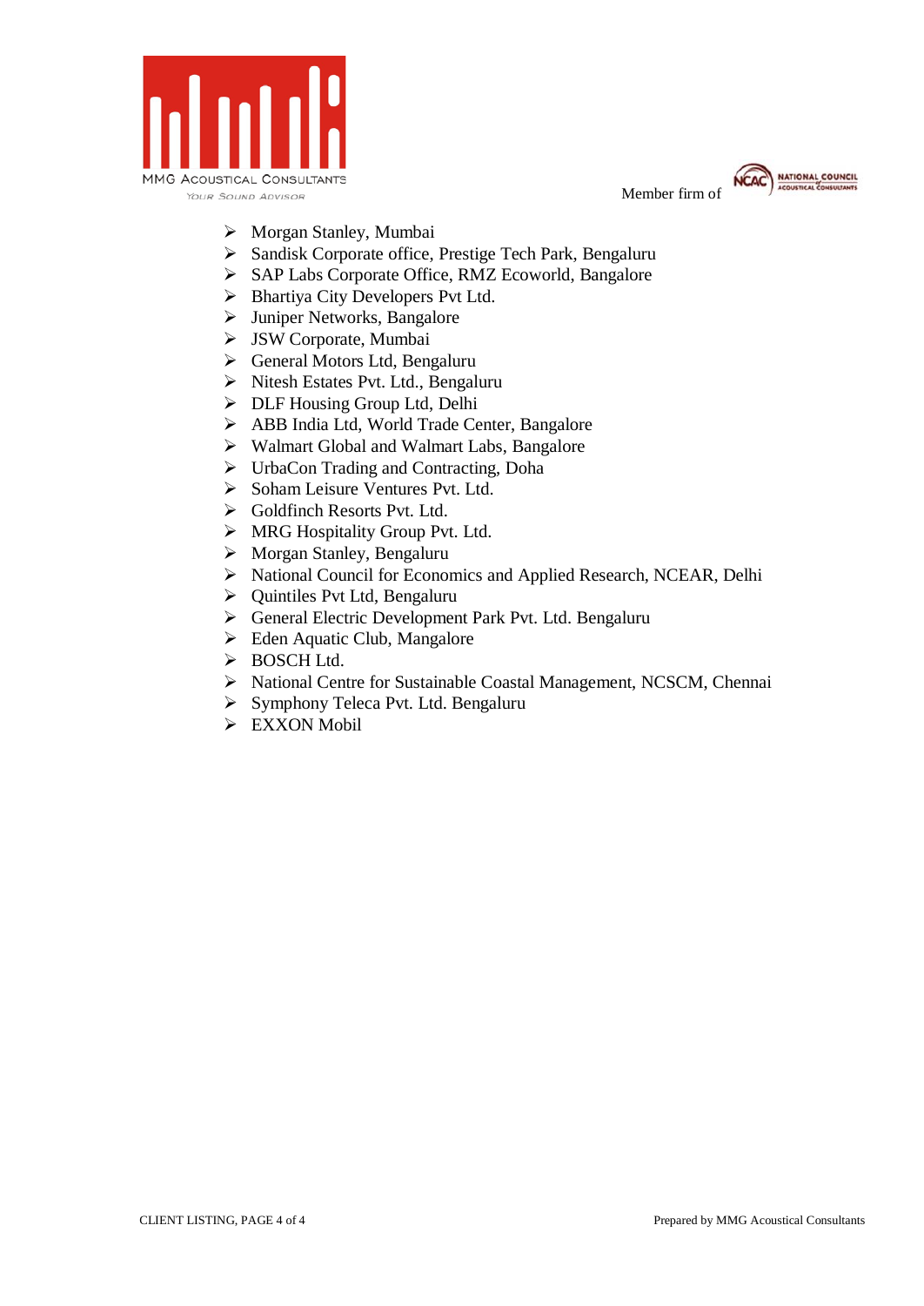- Morgan Stanley, Mumbai
- Sandisk Corporate office, Prestige Tech Park, Bengaluru
- SAP Labs Corporate Office, RMZ Ecoworld, Bangalore
- Bhartiya City Developers Pvt Ltd.
- Juniper Networks, Bangalore
- JSW Corporate, Mumbai
- General Motors Ltd, Bengaluru
- Nitesh Estates Pvt. Ltd., Bengaluru
- DLF Housing Group Ltd, Delhi
- ABB India Ltd, World Trade Center, Bangalore
- Walmart Global and Walmart Labs, Bangalore
- UrbaCon Trading and Contracting, Doha
- Soham Leisure Ventures Pvt. Ltd.
- Goldfinch Resorts Pvt. Ltd.
- MRG Hospitality Group Pvt. Ltd.
- Morgan Stanley, Bengaluru
- National Council for Economics and Applied Research, NCEAR, Delhi
- Quintiles Pvt Ltd, Bengaluru
- General Electric Development Park Pvt. Ltd. Bengaluru
- Eden Aquatic Club, Mangalore
- BOSCH Ltd.
- National Centre for Sustainable Coastal Management, NCSCM, Chennai
- Symphony Teleca Pvt. Ltd. Bengaluru
- EXXON Mobil